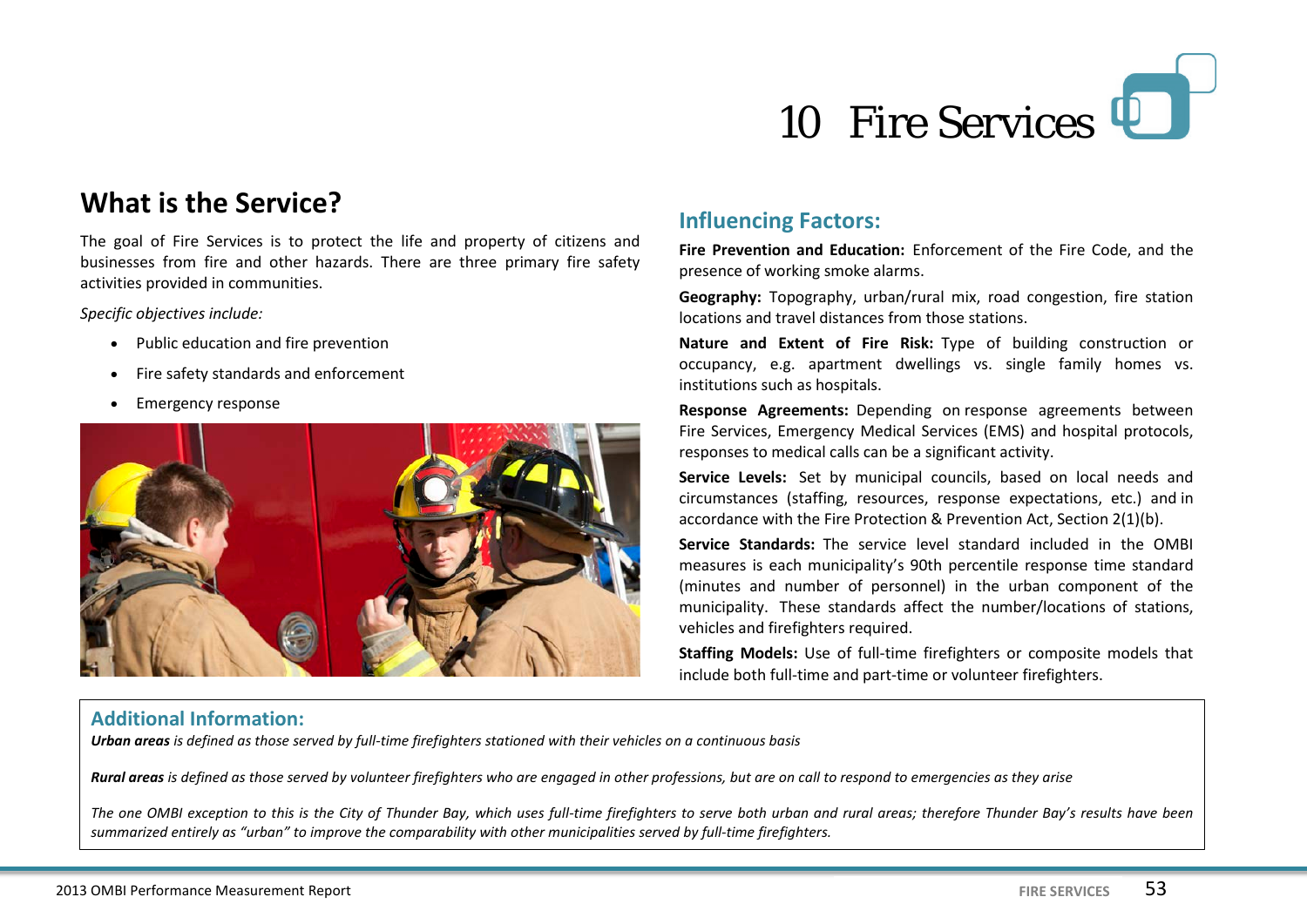# 10 Fire Services

## What is the Service?

The goal of Fire Services is to protect the life and property of citizens and businesses from fire and other hazards. There are three primary fire safety activities provided in communities.

*Specific objectives include:*

- Public education and fire prevention
- Fire safety standards and enforcement
- Emergency response

## Influencing Factors:

**Fire Prevention and Education:** Enforcement of the Fire Code, and the presence of working smoke alarms.

**Geography:** Topography, urban/rural mix, road congestion, fire station locations and travel distances from those stations.

**Nature and Extent of Fire Risk:** Type of building construction or occupancy, e.g. apartment dwellings vs. single family homes vs. institutions such as hospitals.

**Response Agreements:** Depending on response agreements between Fire Services, Emergency Medical Services (EMS) and hospital protocols, responses to medical calls can be a significant activity.

**Service Levels:** Set by municipal councils, based on local needs and circumstances (staffing, resources, response expectations, etc.) and in accordance with the Fire Protection & Prevention Act, Section 2(1)(b).

**Service Standards:** The service level standard included in the OMBI measures is each municipality's 90th percentile response time standard (minutes and number of personnel) in the urban component of the municipality. These standards affect the number/locations of stations, vehicles and firefighters required.

**Staffing Models:** Use of full-time firefighters or composite models that include both full-time and part-time or volunteer firefighters.

## Additional Information:

***Urban areas*** *is defined as those served by full-time firefighters stationed with their vehicles on a continuous basis*

***Rural areas*** *is defined as those served by volunteer firefighters who are engaged in other professions, but are on call to respond to emergencies as they arise*

*The one OMBI exception to this is the City of Thunder Bay, which uses full-time firefighters to serve both urban and rural areas; therefore Thunder Bay's results have been summarized entirely as "urban" to improve the comparability with other municipalities served by full-time firefighters.*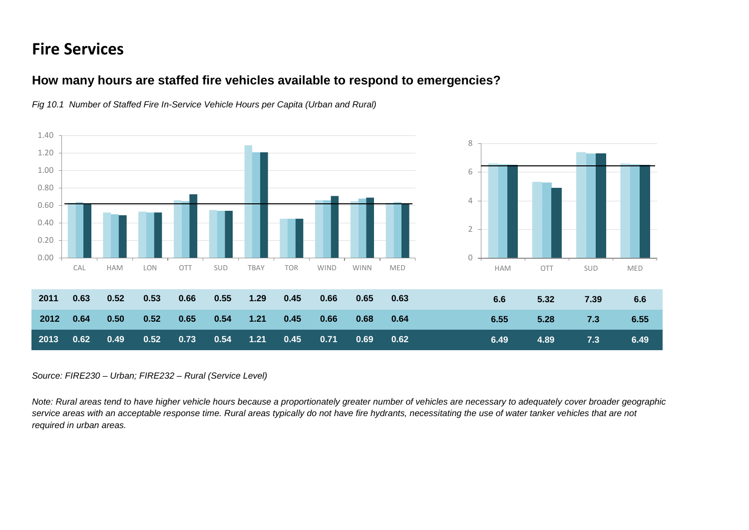# Fire Services

## How many hours are staffed fire vehicles available to respond to emergencies?

*Fig 10.1 Number of Staffed Fire In-Service Vehicle Hours per Capita (Urban and Rural)*

| | CAL | HAM | LON | OTT | SUD | TBAY | TOR | WIND | WINN | MED | | HAM | OTT | SUD | MED |
|---|---|---|---|---|---|---|---|---|---|---|---|---|---|---|---|
| **2011** | 0.63 | 0.52 | 0.53 | 0.66 | 0.55 | 1.29 | 0.45 | 0.66 | 0.65 | 0.63 | | 6.6 | 5.32 | 7.39 | 6.6 |
| **2012** | 0.64 | 0.50 | 0.52 | 0.65 | 0.54 | 1.21 | 0.45 | 0.66 | 0.68 | 0.64 | | 6.55 | 5.28 | 7.3 | 6.55 |
| **2013** | 0.62 | 0.49 | 0.52 | 0.73 | 0.54 | 1.21 | 0.45 | 0.71 | 0.69 | 0.62 | | 6.49 | 4.89 | 7.3 | 6.49 |

*Source: FIRE230 – Urban; FIRE232 – Rural (Service Level)*

*Note: Rural areas tend to have higher vehicle hours because a proportionately greater number of vehicles are necessary to adequately cover broader geographic service areas with an acceptable response time. Rural areas typically do not have fire hydrants, necessitating the use of water tanker vehicles that are not required in urban areas.*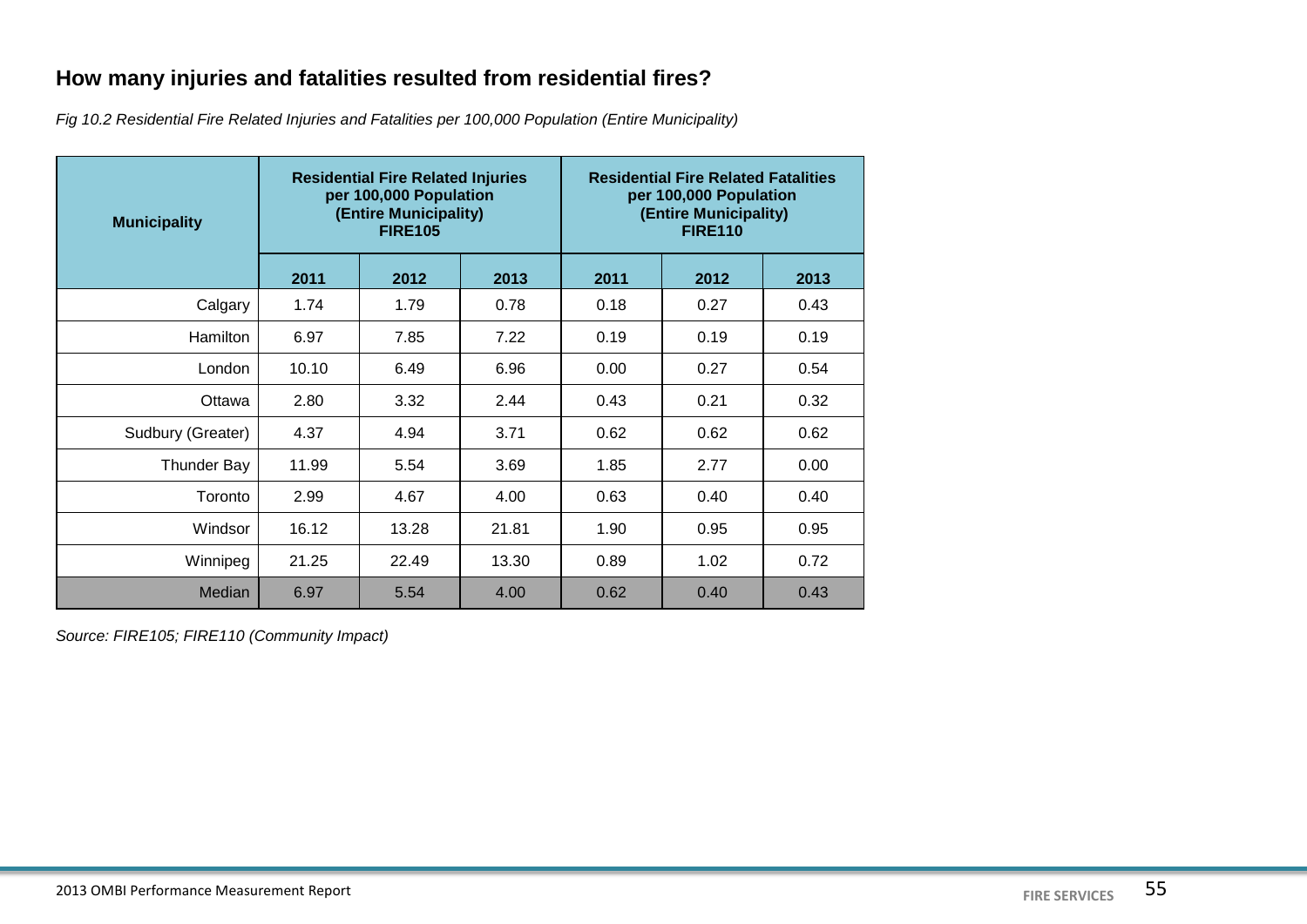## How many injuries and fatalities resulted from residential fires?

*Fig 10.2 Residential Fire Related Injuries and Fatalities per 100,000 Population (Entire Municipality)*

| Municipality | Residential Fire Related Injuries per 100,000 Population (Entire Municipality) FIRE105 | | | Residential Fire Related Fatalities per 100,000 Population (Entire Municipality) FIRE110 | | |
|---|---|---|---|---|---|---|
| | 2011 | 2012 | 2013 | 2011 | 2012 | 2013 |
| Calgary | 1.74 | 1.79 | 0.78 | 0.18 | 0.27 | 0.43 |
| Hamilton | 6.97 | 7.85 | 7.22 | 0.19 | 0.19 | 0.19 |
| London | 10.10 | 6.49 | 6.96 | 0.00 | 0.27 | 0.54 |
| Ottawa | 2.80 | 3.32 | 2.44 | 0.43 | 0.21 | 0.32 |
| Sudbury (Greater) | 4.37 | 4.94 | 3.71 | 0.62 | 0.62 | 0.62 |
| Thunder Bay | 11.99 | 5.54 | 3.69 | 1.85 | 2.77 | 0.00 |
| Toronto | 2.99 | 4.67 | 4.00 | 0.63 | 0.40 | 0.40 |
| Windsor | 16.12 | 13.28 | 21.81 | 1.90 | 0.95 | 0.95 |
| Winnipeg | 21.25 | 22.49 | 13.30 | 0.89 | 1.02 | 0.72 |
| Median | 6.97 | 5.54 | 4.00 | 0.62 | 0.40 | 0.43 |

*Source: FIRE105; FIRE110 (Community Impact)*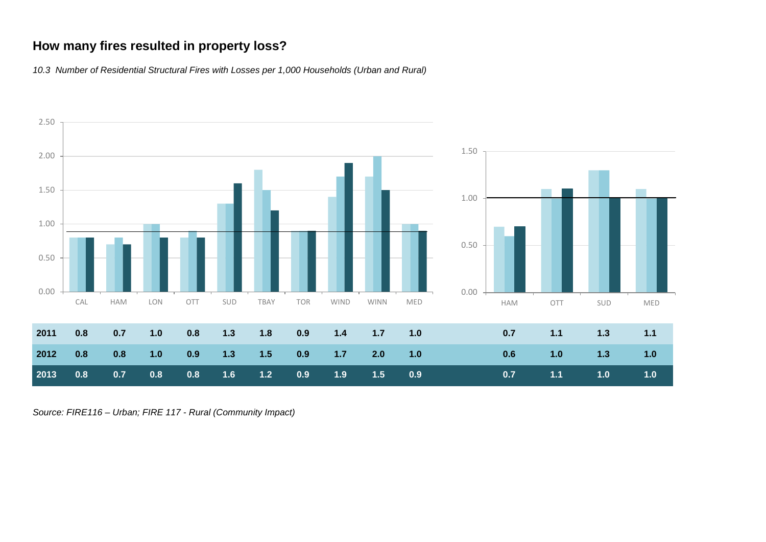## How many fires resulted in property loss?

*10.3 Number of Residential Structural Fires with Losses per 1,000 Households (Urban and Rural)*

| | CAL | HAM | LON | OTT | SUD | TBAY | TOR | WIND | WINN | MED | | HAM | OTT | SUD | MED |
|---|---|---|---|---|---|---|---|---|---|---|---|---|---|---|---|
| **2011** | **0.8** | **0.7** | **1.0** | **0.8** | **1.3** | **1.8** | **0.9** | **1.4** | **1.7** | **1.0** | | **0.7** | **1.1** | **1.3** | **1.1** |
| **2012** | **0.8** | **0.8** | **1.0** | **0.9** | **1.3** | **1.5** | **0.9** | **1.7** | **2.0** | **1.0** | | **0.6** | **1.0** | **1.3** | **1.0** |
| **2013** | **0.8** | **0.7** | **0.8** | **0.8** | **1.6** | **1.2** | **0.9** | **1.9** | **1.5** | **0.9** | | **0.7** | **1.1** | **1.0** | **1.0** |

*Source: FIRE116 – Urban; FIRE 117 - Rural (Community Impact)*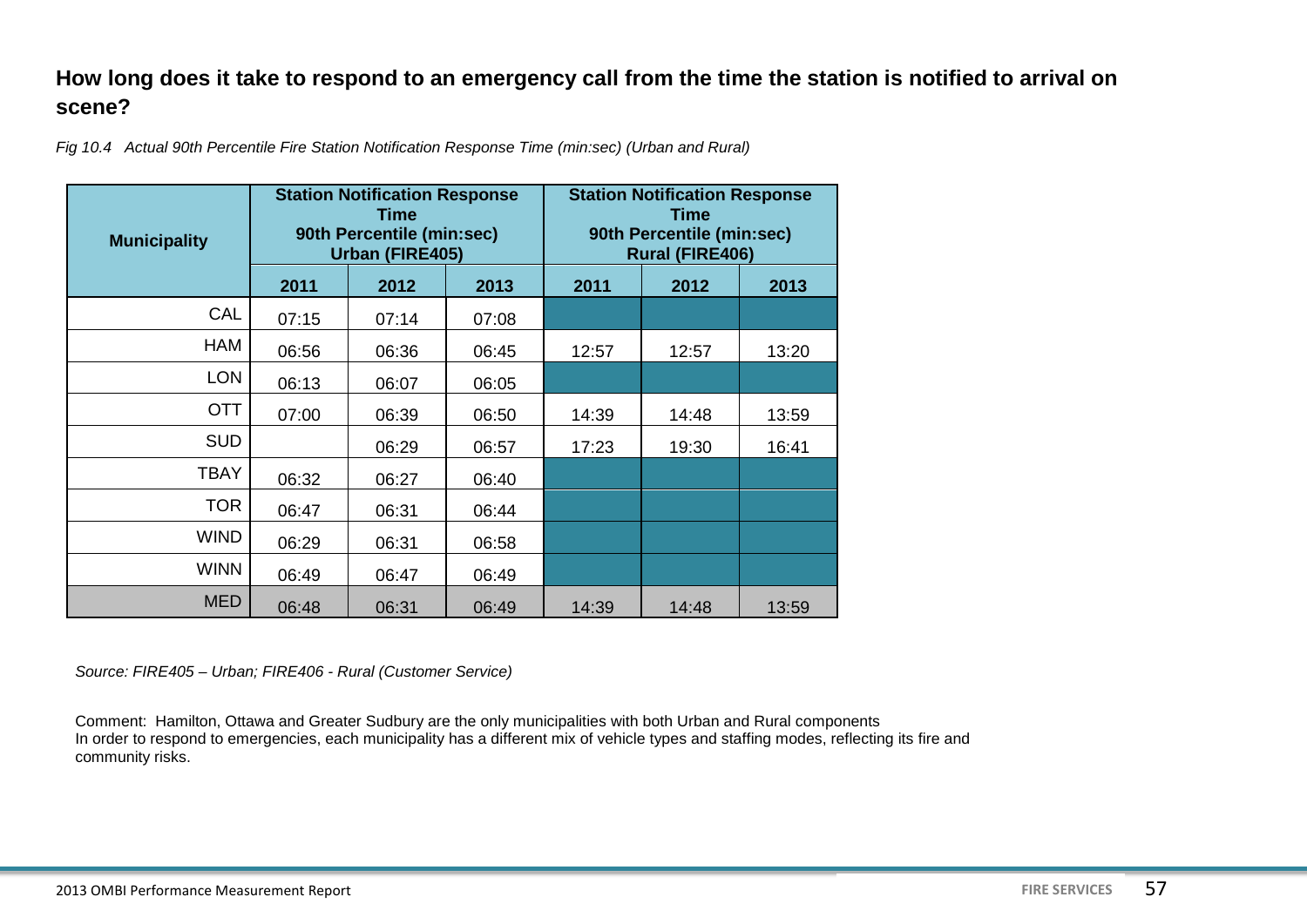## How long does it take to respond to an emergency call from the time the station is notified to arrival on scene?

*Fig 10.4 Actual 90th Percentile Fire Station Notification Response Time (min:sec) (Urban and Rural)*

| Municipality | Station Notification Response Time 90th Percentile (min:sec) Urban (FIRE405) | | | Station Notification Response Time 90th Percentile (min:sec) Rural (FIRE406) | | |
|---|---|---|---|---|---|---|
| | 2011 | 2012 | 2013 | 2011 | 2012 | 2013 |
| CAL | 07:15 | 07:14 | 07:08 | | | |
| HAM | 06:56 | 06:36 | 06:45 | 12:57 | 12:57 | 13:20 |
| LON | 06:13 | 06:07 | 06:05 | | | |
| OTT | 07:00 | 06:39 | 06:50 | 14:39 | 14:48 | 13:59 |
| SUD | | 06:29 | 06:57 | 17:23 | 19:30 | 16:41 |
| TBAY | 06:32 | 06:27 | 06:40 | | | |
| TOR | 06:47 | 06:31 | 06:44 | | | |
| WIND | 06:29 | 06:31 | 06:58 | | | |
| WINN | 06:49 | 06:47 | 06:49 | | | |
| MED | 06:48 | 06:31 | 06:49 | 14:39 | 14:48 | 13:59 |

*Source: FIRE405 – Urban; FIRE406 - Rural (Customer Service)*

Comment: Hamilton, Ottawa and Greater Sudbury are the only municipalities with both Urban and Rural components
In order to respond to emergencies, each municipality has a different mix of vehicle types and staffing modes, reflecting its fire and community risks.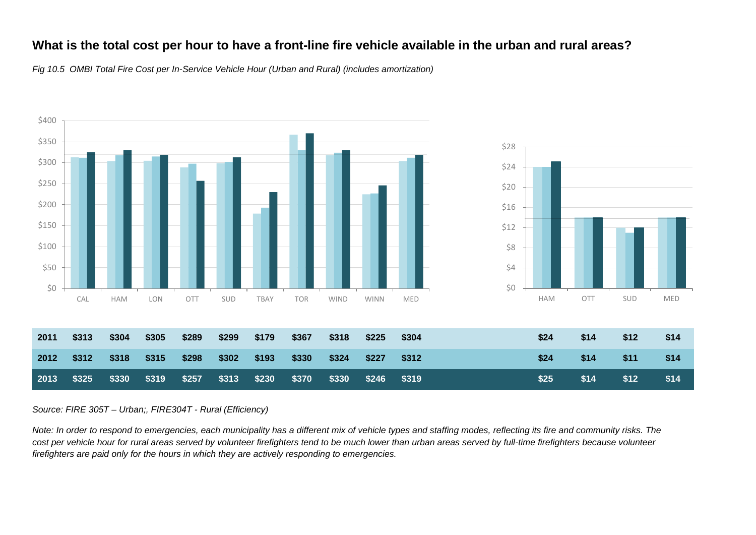## What is the total cost per hour to have a front-line fire vehicle available in the urban and rural areas?

*Fig 10.5 OMBI Total Fire Cost per In-Service Vehicle Hour (Urban and Rural) (includes amortization)*

$400
$350
$300
$250
$200
$150
$100
$50
$0

CAL HAM LON OTT SUD TBAY TOR WIND WINN MED

$28
$24
$20
$16
$12
$8
$4
$0

HAM OTT SUD MED

| | CAL | HAM | LON | OTT | SUD | TBAY | TOR | WIND | WINN | MED | HAM | OTT | SUD | MED |
|---|---|---|---|---|---|---|---|---|---|---|---|---|---|---|
| **2011** | **$313** | **$304** | **$305** | **$289** | **$299** | **$179** | **$367** | **$318** | **$225** | **$304** | **$24** | **$14** | **$12** | **$14** |
| **2012** | **$312** | **$318** | **$315** | **$298** | **$302** | **$193** | **$330** | **$324** | **$227** | **$312** | **$24** | **$14** | **$11** | **$14** |
| **2013** | **$325** | **$330** | **$319** | **$257** | **$313** | **$230** | **$370** | **$330** | **$246** | **$319** | **$25** | **$14** | **$12** | **$14** |

*Source: FIRE 305T – Urban;, FIRE304T - Rural (Efficiency)*

*Note: In order to respond to emergencies, each municipality has a different mix of vehicle types and staffing modes, reflecting its fire and community risks. The cost per vehicle hour for rural areas served by volunteer firefighters tend to be much lower than urban areas served by full-time firefighters because volunteer firefighters are paid only for the hours in which they are actively responding to emergencies.*